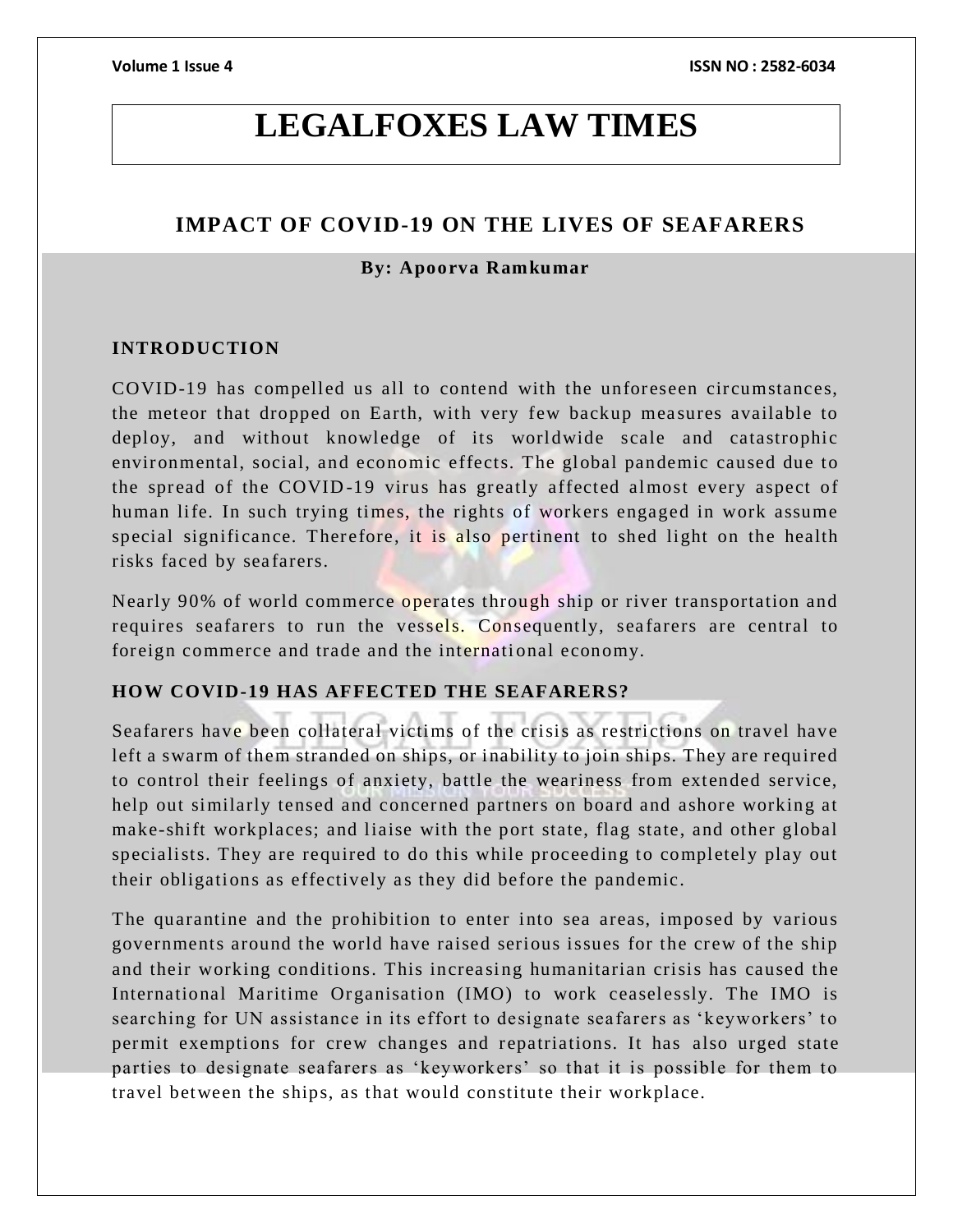# LEGALFOXES LAW TIMES

## IMPACT OF COVID-19 ON THE LIVES OF SEAFARERS

**By: Apoorva Ramkumar**

### INTRODUCTION

COVID-19 has compelled us all to contend with the unforeseen circumstances, the meteor that dropped on Earth, with very few backup measures available to deploy, and without knowledge of its worldwide scale and catastrophic environmental, social, and economic effects. The global pandemic caused due to the spread of the COVID-19 virus has greatly affected almost every aspect of human life. In such trying times, the rights of workers engaged in work assume special significance. Therefore, it is also pertinent to shed light on the health risks faced by seafarers.

Nearly 90% of world commerce operates through ship or river transportation and requires seafarers to run the vessels. Consequently, seafarers are central to foreign commerce and trade and the international economy.

### HOW COVID-19 HAS AFFECTED THE SEAFARERS?

Seafarers have been collateral victims of the crisis as restrictions on travel have left a swarm of them stranded on ships, or inability to join ships. They are required to control their feelings of anxiety, battle the weariness from extended service, help out similarly tensed and concerned partners on board and ashore working at make-shift workplaces; and liaise with the port state, flag state, and other global specialists. They are required to do this while proceeding to completely play out their obligations as effectively as they did before the pandemic.

The quarantine and the prohibition to enter into sea areas, imposed by various governments around the world have raised serious issues for the crew of the ship and their working conditions. This increasing humanitarian crisis has caused the International Maritime Organisation (IMO) to work ceaselessly. The IMO is searching for UN assistance in its effort to designate seafarers as 'keyworkers' to permit exemptions for crew changes and repatriations. It has also urged state parties to designate seafarers as 'keyworkers' so that it is possible for them to travel between the ships, as that would constitute their workplace.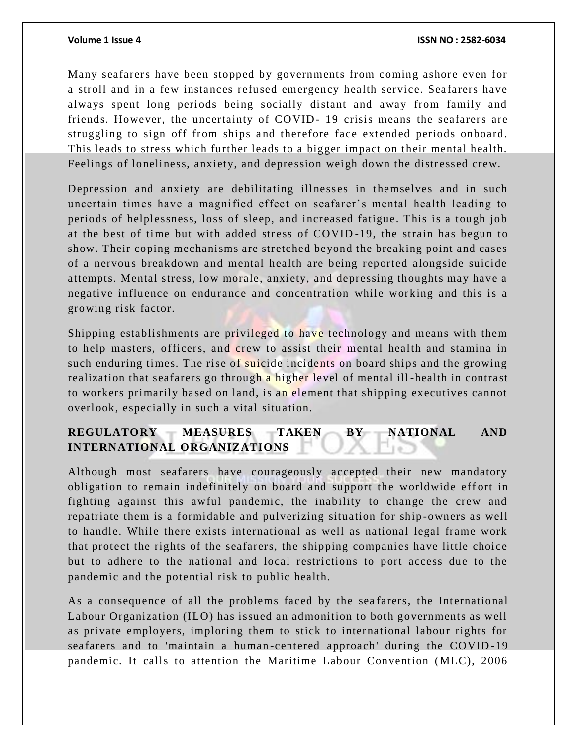Many seafarers have been stopped by governments from coming ashore even for a stroll and in a few instances refused emergency health service. Seafarers have always spent long periods being socially distant and away from family and friends. However, the uncertainty of COVID- 19 crisis means the seafarers are struggling to sign off from ships and therefore face extended periods onboard. This leads to stress which further leads to a bigger impact on their mental health. Feelings of loneliness, anxiety, and depression weigh down the distressed crew.

Depression and anxiety are debilitating illnesses in themselves and in such uncertain times have a magnified effect on seafarer's mental health leading to periods of helplessness, loss of sleep, and increased fatigue. This is a tough job at the best of time but with added stress of COVID-19, the strain has begun to show. Their coping mechanisms are stretched beyond the breaking point and cases of a nervous breakdown and mental health are being reported alongside suicide attempts. Mental stress, low morale, anxiety, and depressing thoughts may have a negative influence on endurance and concentration while working and this is a growing risk factor.

Shipping establishments are privileged to have technology and means with them to help masters, officers, and crew to assist their mental health and stamina in such enduring times. The rise of suicide incidents on board ships and the growing realization that seafarers go through a higher level of mental ill-health in contrast to workers primarily based on land, is an element that shipping executives cannot overlook, especially in such a vital situation.

## REGULATORY MEASURES TAKEN BY NATIONAL AND INTERNATIONAL ORGANIZATIONS

Although most seafarers have courageously accepted their new mandatory obligation to remain indefinitely on board and support the worldwide effort in fighting against this awful pandemic, the inability to change the crew and repatriate them is a formidable and pulverizing situation for ship-owners as well to handle. While there exists international as well as national legal frame work that protect the rights of the seafarers, the shipping companies have little choice but to adhere to the national and local restrictions to port access due to the pandemic and the potential risk to public health.

As a consequence of all the problems faced by the seafarers, the International Labour Organization (ILO) has issued an admonition to both governments as well as private employers, imploring them to stick to international labour rights for seafarers and to 'maintain a human-centered approach' during the COVID-19 pandemic. It calls to attention the Maritime Labour Convention (MLC), 2006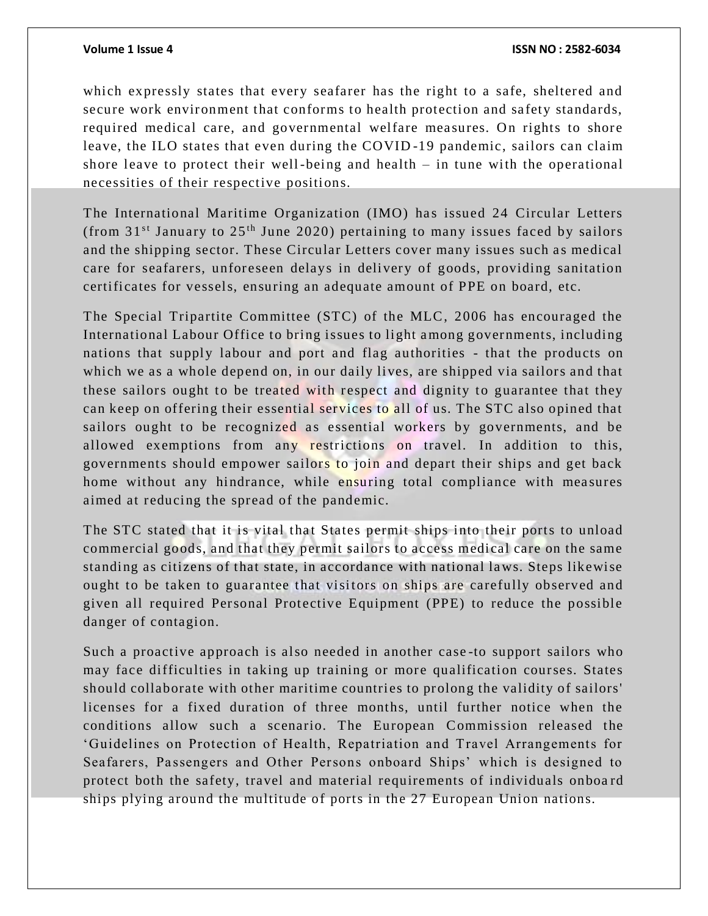which expressly states that every seafarer has the right to a safe, sheltered and secure work environment that conforms to health protection and safety standards, required medical care, and governmental welfare measures. On rights to shore leave, the ILO states that even during the COVID-19 pandemic, sailors can claim shore leave to protect their well-being and health – in tune with the operational necessities of their respective positions.

The International Maritime Organization (IMO) has issued 24 Circular Letters (from 31st January to 25th June 2020) pertaining to many issues faced by sailors and the shipping sector. These Circular Letters cover many issues such as medical care for seafarers, unforeseen delays in delivery of goods, providing sanitation certificates for vessels, ensuring an adequate amount of PPE on board, etc.

The Special Tripartite Committee (STC) of the MLC, 2006 has encouraged the International Labour Office to bring issues to light among governments, including nations that supply labour and port and flag authorities - that the products on which we as a whole depend on, in our daily lives, are shipped via sailors and that these sailors ought to be treated with respect and dignity to guarantee that they can keep on offering their essential services to all of us. The STC also opined that sailors ought to be recognized as essential workers by governments, and be allowed exemptions from any restrictions on travel. In addition to this, governments should empower sailors to join and depart their ships and get back home without any hindrance, while ensuring total compliance with measures aimed at reducing the spread of the pandemic.

The STC stated that it is vital that States permit ships into their ports to unload commercial goods, and that they permit sailors to access medical care on the same standing as citizens of that state, in accordance with national laws. Steps likewise ought to be taken to guarantee that visitors on ships are carefully observed and given all required Personal Protective Equipment (PPE) to reduce the possible danger of contagion.

Such a proactive approach is also needed in another case-to support sailors who may face difficulties in taking up training or more qualification courses. States should collaborate with other maritime countries to prolong the validity of sailors' licenses for a fixed duration of three months, until further notice when the conditions allow such a scenario. The European Commission released the 'Guidelines on Protection of Health, Repatriation and Travel Arrangements for Seafarers, Passengers and Other Persons onboard Ships' which is designed to protect both the safety, travel and material requirements of individuals onboard ships plying around the multitude of ports in the 27 European Union nations.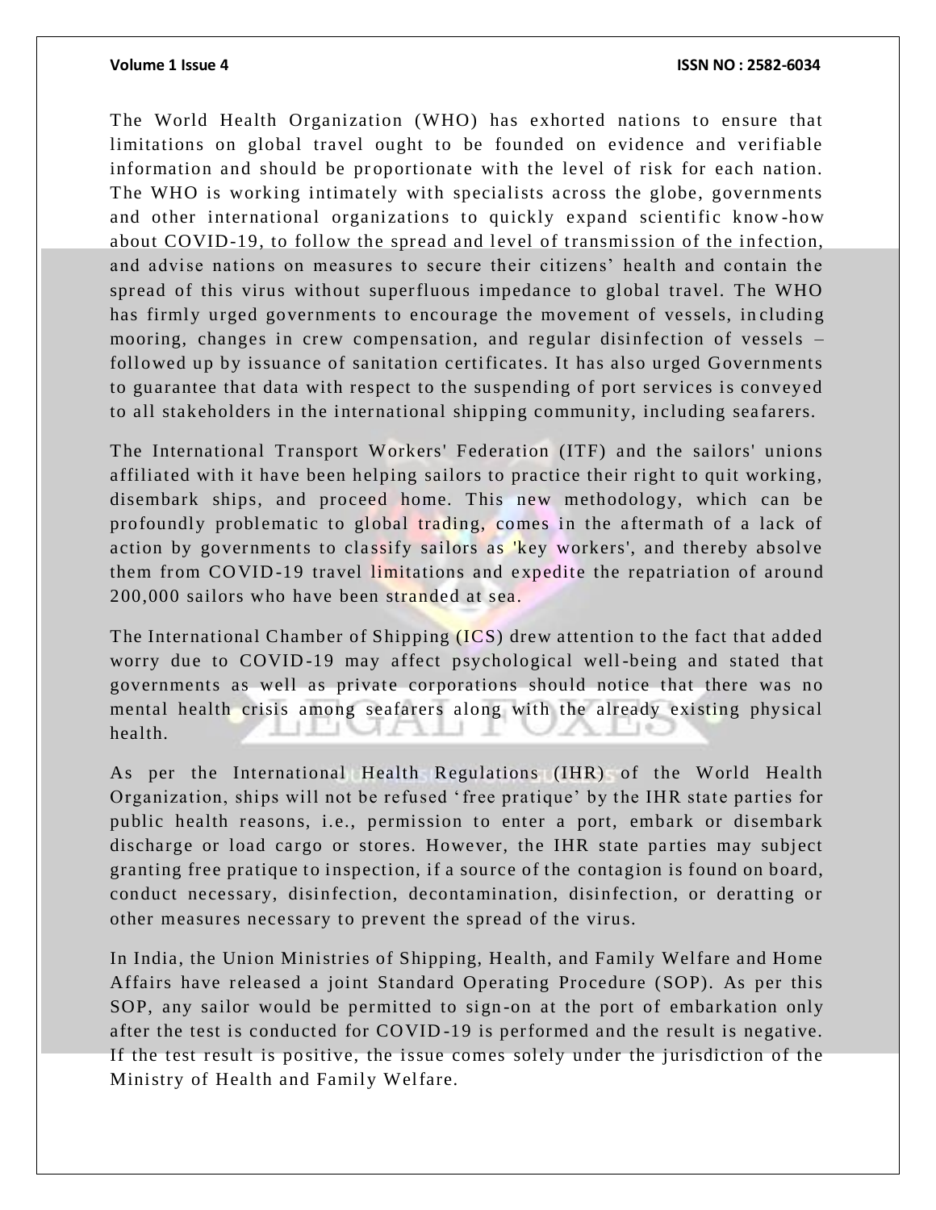The World Health Organization (WHO) has exhorted nations to ensure that limitations on global travel ought to be founded on evidence and verifiable information and should be proportionate with the level of risk for each nation. The WHO is working intimately with specialists across the globe, governments and other international organizations to quickly expand scientific know-how about COVID-19, to follow the spread and level of transmission of the infection, and advise nations on measures to secure their citizens' health and contain the spread of this virus without superfluous impedance to global travel. The WHO has firmly urged governments to encourage the movement of vessels, including mooring, changes in crew compensation, and regular disinfection of vessels – followed up by issuance of sanitation certificates. It has also urged Governments to guarantee that data with respect to the suspending of port services is conveyed to all stakeholders in the international shipping community, including seafarers.

The International Transport Workers' Federation (ITF) and the sailors' unions affiliated with it have been helping sailors to practice their right to quit working, disembark ships, and proceed home. This new methodology, which can be profoundly problematic to global trading, comes in the aftermath of a lack of action by governments to classify sailors as 'key workers', and thereby absolve them from COVID-19 travel limitations and expedite the repatriation of around 200,000 sailors who have been stranded at sea.

The International Chamber of Shipping (ICS) drew attention to the fact that added worry due to COVID-19 may affect psychological well-being and stated that governments as well as private corporations should notice that there was no mental health crisis among seafarers along with the already existing physical health.

As per the International Health Regulations (IHR) of the World Health Organization, ships will not be refused 'free pratique' by the IHR state parties for public health reasons, i.e., permission to enter a port, embark or disembark discharge or load cargo or stores. However, the IHR state parties may subject granting free pratique to inspection, if a source of the contagion is found on board, conduct necessary, disinfection, decontamination, disinfection, or deratting or other measures necessary to prevent the spread of the virus.

In India, the Union Ministries of Shipping, Health, and Family Welfare and Home Affairs have released a joint Standard Operating Procedure (SOP). As per this SOP, any sailor would be permitted to sign-on at the port of embarkation only after the test is conducted for COVID-19 is performed and the result is negative. If the test result is positive, the issue comes solely under the jurisdiction of the Ministry of Health and Family Welfare.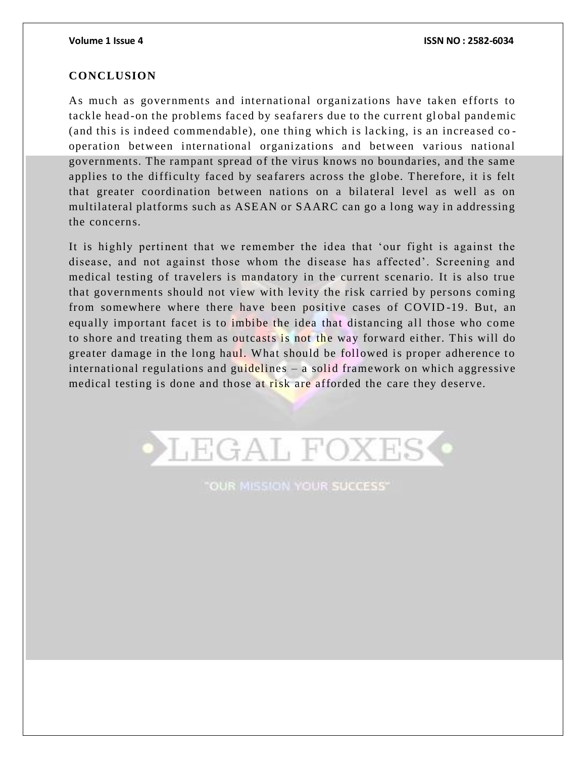## CONCLUSION

As much as governments and international organizations have taken efforts to tackle head-on the problems faced by seafarers due to the current global pandemic (and this is indeed commendable), one thing which is lacking, is an increased co-operation between international organizations and between various national governments. The rampant spread of the virus knows no boundaries, and the same applies to the difficulty faced by seafarers across the globe. Therefore, it is felt that greater coordination between nations on a bilateral level as well as on multilateral platforms such as ASEAN or SAARC can go a long way in addressing the concerns.

It is highly pertinent that we remember the idea that 'our fight is against the disease, and not against those whom the disease has affected'. Screening and medical testing of travelers is mandatory in the current scenario. It is also true that governments should not view with levity the risk carried by persons coming from somewhere where there have been positive cases of COVID-19. But, an equally important facet is to imbibe the idea that distancing all those who come to shore and treating them as outcasts is not the way forward either. This will do greater damage in the long haul. What should be followed is proper adherence to international regulations and guidelines – a solid framework on which aggressive medical testing is done and those at risk are afforded the care they deserve.